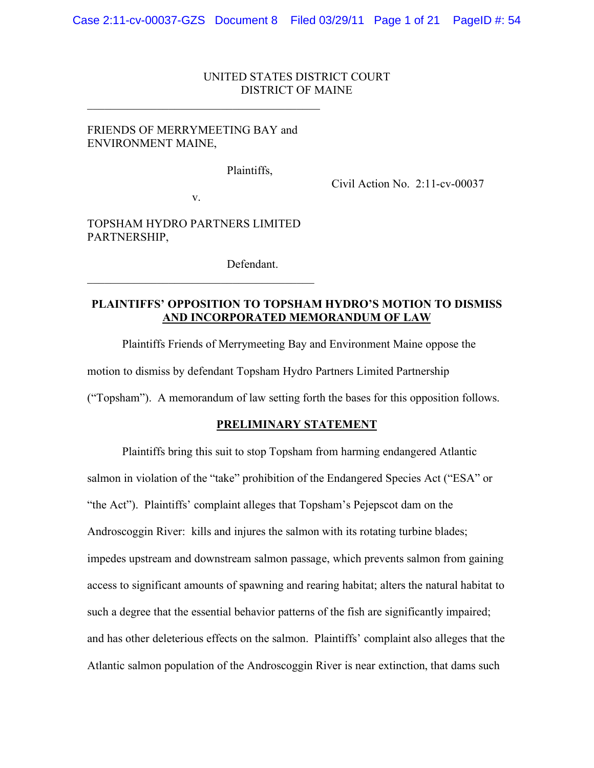UNITED STATES DISTRICT COURT
DISTRICT OF MAINE

FRIENDS OF MERRYMEETING BAY and ENVIRONMENT MAINE,

Plaintiffs,

v.

TOPSHAM HYDRO PARTNERS LIMITED PARTNERSHIP,

Defendant.

Civil Action No. 2:11-cv-00037

**PLAINTIFFS' OPPOSITION TO TOPSHAM HYDRO'S MOTION TO DISMISS AND INCORPORATED MEMORANDUM OF LAW**

Plaintiffs Friends of Merrymeeting Bay and Environment Maine oppose the motion to dismiss by defendant Topsham Hydro Partners Limited Partnership ("Topsham"). A memorandum of law setting forth the bases for this opposition follows.

## PRELIMINARY STATEMENT

Plaintiffs bring this suit to stop Topsham from harming endangered Atlantic salmon in violation of the "take" prohibition of the Endangered Species Act ("ESA" or "the Act"). Plaintiffs' complaint alleges that Topsham's Pejepscot dam on the Androscoggin River: kills and injures the salmon with its rotating turbine blades; impedes upstream and downstream salmon passage, which prevents salmon from gaining access to significant amounts of spawning and rearing habitat; alters the natural habitat to such a degree that the essential behavior patterns of the fish are significantly impaired; and has other deleterious effects on the salmon. Plaintiffs' complaint also alleges that the Atlantic salmon population of the Androscoggin River is near extinction, that dams such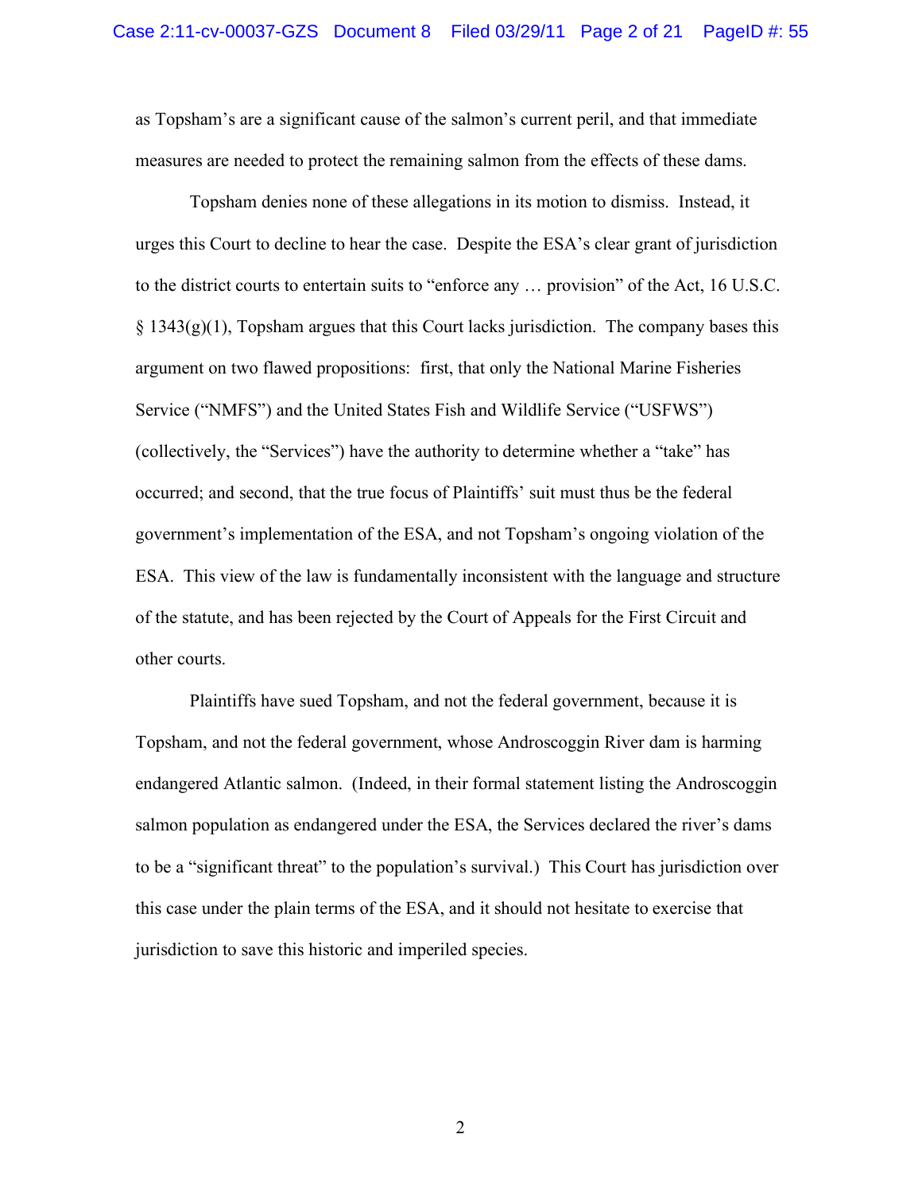as Topsham's are a significant cause of the salmon's current peril, and that immediate measures are needed to protect the remaining salmon from the effects of these dams.

Topsham denies none of these allegations in its motion to dismiss. Instead, it urges this Court to decline to hear the case. Despite the ESA's clear grant of jurisdiction to the district courts to entertain suits to "enforce any … provision" of the Act, 16 U.S.C. § 1343(g)(1), Topsham argues that this Court lacks jurisdiction. The company bases this argument on two flawed propositions: first, that only the National Marine Fisheries Service ("NMFS") and the United States Fish and Wildlife Service ("USFWS") (collectively, the "Services") have the authority to determine whether a "take" has occurred; and second, that the true focus of Plaintiffs' suit must thus be the federal government's implementation of the ESA, and not Topsham's ongoing violation of the ESA. This view of the law is fundamentally inconsistent with the language and structure of the statute, and has been rejected by the Court of Appeals for the First Circuit and other courts.

Plaintiffs have sued Topsham, and not the federal government, because it is Topsham, and not the federal government, whose Androscoggin River dam is harming endangered Atlantic salmon. (Indeed, in their formal statement listing the Androscoggin salmon population as endangered under the ESA, the Services declared the river's dams to be a "significant threat" to the population's survival.) This Court has jurisdiction over this case under the plain terms of the ESA, and it should not hesitate to exercise that jurisdiction to save this historic and imperiled species.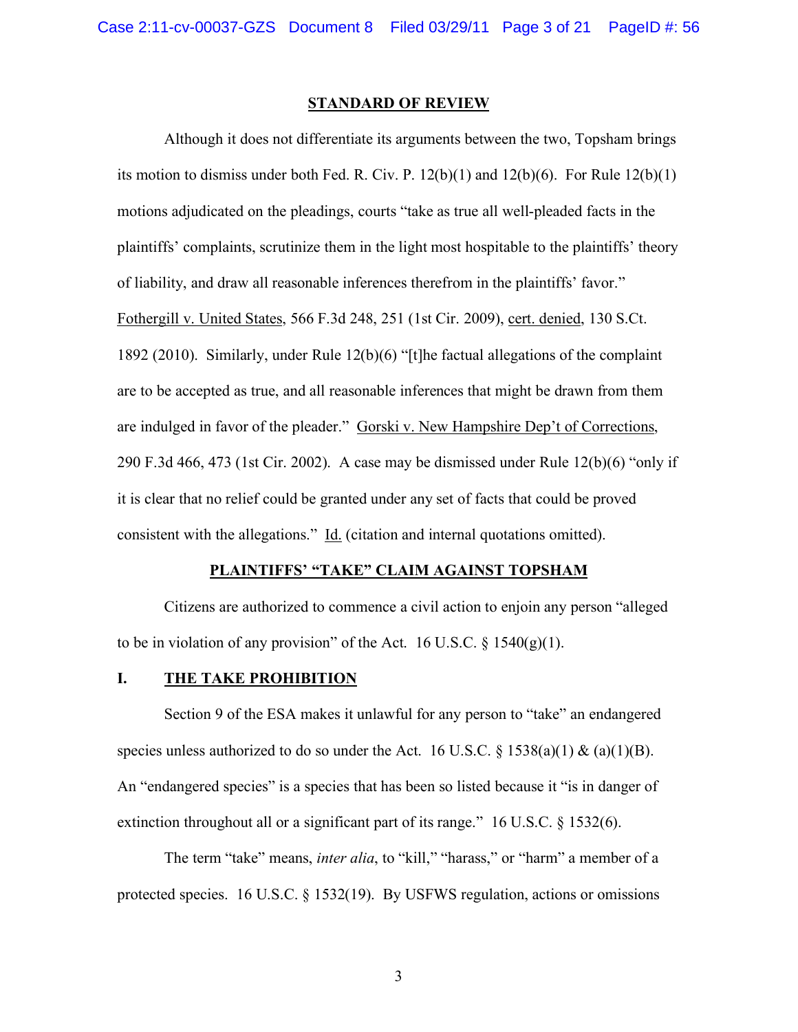## STANDARD OF REVIEW

Although it does not differentiate its arguments between the two, Topsham brings its motion to dismiss under both Fed. R. Civ. P. 12(b)(1) and 12(b)(6). For Rule 12(b)(1) motions adjudicated on the pleadings, courts "take as true all well-pleaded facts in the plaintiffs' complaints, scrutinize them in the light most hospitable to the plaintiffs' theory of liability, and draw all reasonable inferences therefrom in the plaintiffs' favor." Fothergill v. United States, 566 F.3d 248, 251 (1st Cir. 2009), cert. denied, 130 S.Ct. 1892 (2010). Similarly, under Rule 12(b)(6) "[t]he factual allegations of the complaint are to be accepted as true, and all reasonable inferences that might be drawn from them are indulged in favor of the pleader." Gorski v. New Hampshire Dep't of Corrections, 290 F.3d 466, 473 (1st Cir. 2002). A case may be dismissed under Rule 12(b)(6) "only if it is clear that no relief could be granted under any set of facts that could be proved consistent with the allegations." Id. (citation and internal quotations omitted).

## PLAINTIFFS' "TAKE" CLAIM AGAINST TOPSHAM

Citizens are authorized to commence a civil action to enjoin any person "alleged to be in violation of any provision" of the Act. 16 U.S.C. § 1540(g)(1).

### I. THE TAKE PROHIBITION

Section 9 of the ESA makes it unlawful for any person to "take" an endangered species unless authorized to do so under the Act. 16 U.S.C. § 1538(a)(1) & (a)(1)(B). An "endangered species" is a species that has been so listed because it "is in danger of extinction throughout all or a significant part of its range." 16 U.S.C. § 1532(6).

The term "take" means, *inter alia*, to "kill," "harass," or "harm" a member of a protected species. 16 U.S.C. § 1532(19). By USFWS regulation, actions or omissions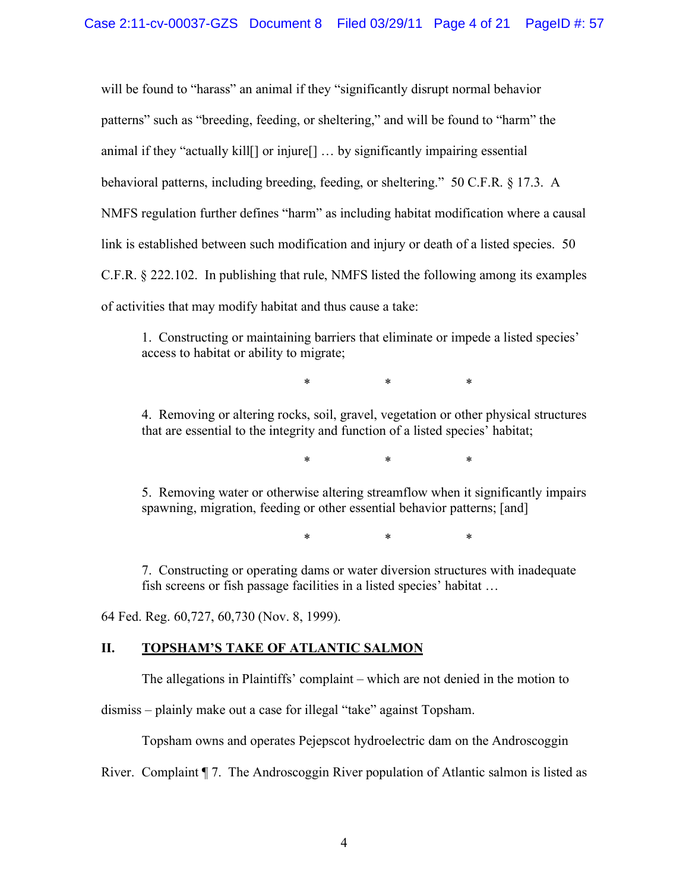will be found to "harass" an animal if they "significantly disrupt normal behavior patterns" such as "breeding, feeding, or sheltering," and will be found to "harm" the animal if they "actually kill[] or injure[] … by significantly impairing essential behavioral patterns, including breeding, feeding, or sheltering." 50 C.F.R. § 17.3. A NMFS regulation further defines "harm" as including habitat modification where a causal link is established between such modification and injury or death of a listed species. 50 C.F.R. § 222.102. In publishing that rule, NMFS listed the following among its examples of activities that may modify habitat and thus cause a take:

> 1. Constructing or maintaining barriers that eliminate or impede a listed species' access to habitat or ability to migrate;
>
> \* \* \*
>
> 4. Removing or altering rocks, soil, gravel, vegetation or other physical structures that are essential to the integrity and function of a listed species' habitat;
>
> \* \* \*
>
> 5. Removing water or otherwise altering streamflow when it significantly impairs spawning, migration, feeding or other essential behavior patterns; [and]
>
> \* \* \*
>
> 7. Constructing or operating dams or water diversion structures with inadequate fish screens or fish passage facilities in a listed species' habitat …

64 Fed. Reg. 60,727, 60,730 (Nov. 8, 1999).

## II. <u>TOPSHAM'S TAKE OF ATLANTIC SALMON</u>

The allegations in Plaintiffs' complaint – which are not denied in the motion to dismiss – plainly make out a case for illegal "take" against Topsham.

Topsham owns and operates Pejepscot hydroelectric dam on the Androscoggin River. Complaint ¶ 7. The Androscoggin River population of Atlantic salmon is listed as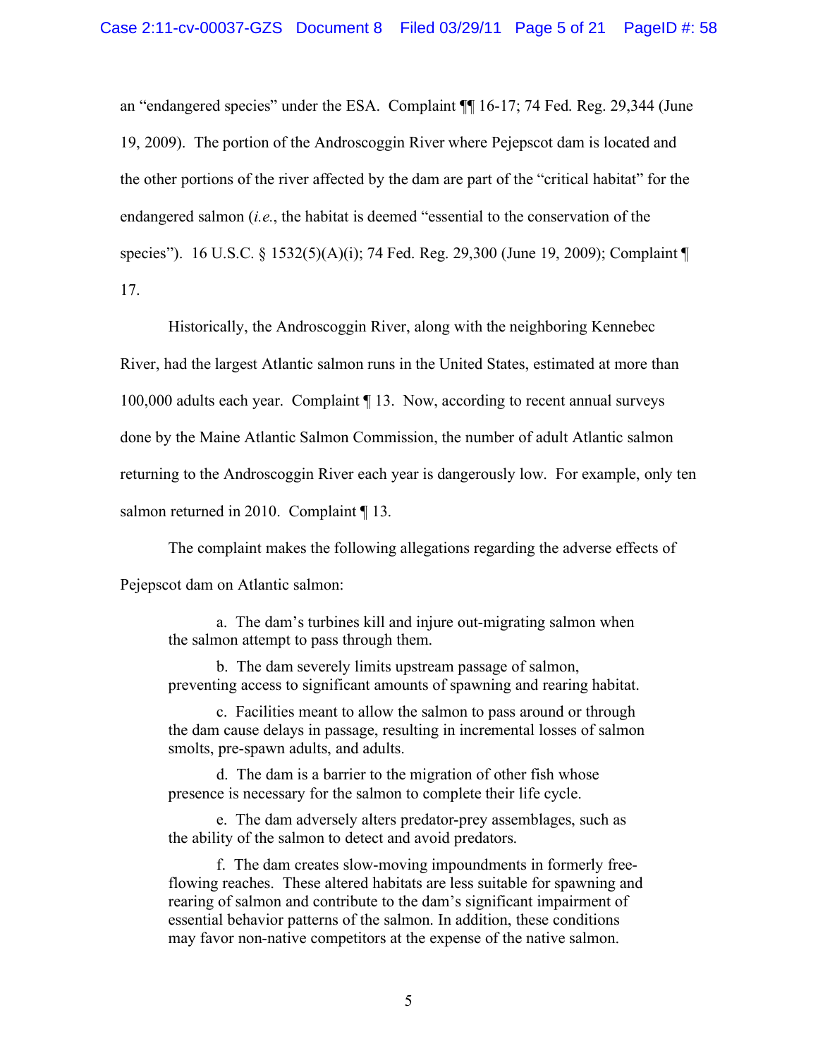an "endangered species" under the ESA. Complaint ¶¶ 16-17; 74 Fed. Reg. 29,344 (June 19, 2009). The portion of the Androscoggin River where Pejepscot dam is located and the other portions of the river affected by the dam are part of the "critical habitat" for the endangered salmon (*i.e.*, the habitat is deemed "essential to the conservation of the species"). 16 U.S.C. § 1532(5)(A)(i); 74 Fed. Reg. 29,300 (June 19, 2009); Complaint ¶ 17.

Historically, the Androscoggin River, along with the neighboring Kennebec River, had the largest Atlantic salmon runs in the United States, estimated at more than 100,000 adults each year. Complaint ¶ 13. Now, according to recent annual surveys done by the Maine Atlantic Salmon Commission, the number of adult Atlantic salmon returning to the Androscoggin River each year is dangerously low. For example, only ten salmon returned in 2010. Complaint ¶ 13.

The complaint makes the following allegations regarding the adverse effects of Pejepscot dam on Atlantic salmon:

> a. The dam's turbines kill and injure out-migrating salmon when the salmon attempt to pass through them.
>
> b. The dam severely limits upstream passage of salmon, preventing access to significant amounts of spawning and rearing habitat.
>
> c. Facilities meant to allow the salmon to pass around or through the dam cause delays in passage, resulting in incremental losses of salmon smolts, pre-spawn adults, and adults.
>
> d. The dam is a barrier to the migration of other fish whose presence is necessary for the salmon to complete their life cycle.
>
> e. The dam adversely alters predator-prey assemblages, such as the ability of the salmon to detect and avoid predators.
>
> f. The dam creates slow-moving impoundments in formerly free-flowing reaches. These altered habitats are less suitable for spawning and rearing of salmon and contribute to the dam's significant impairment of essential behavior patterns of the salmon. In addition, these conditions may favor non-native competitors at the expense of the native salmon.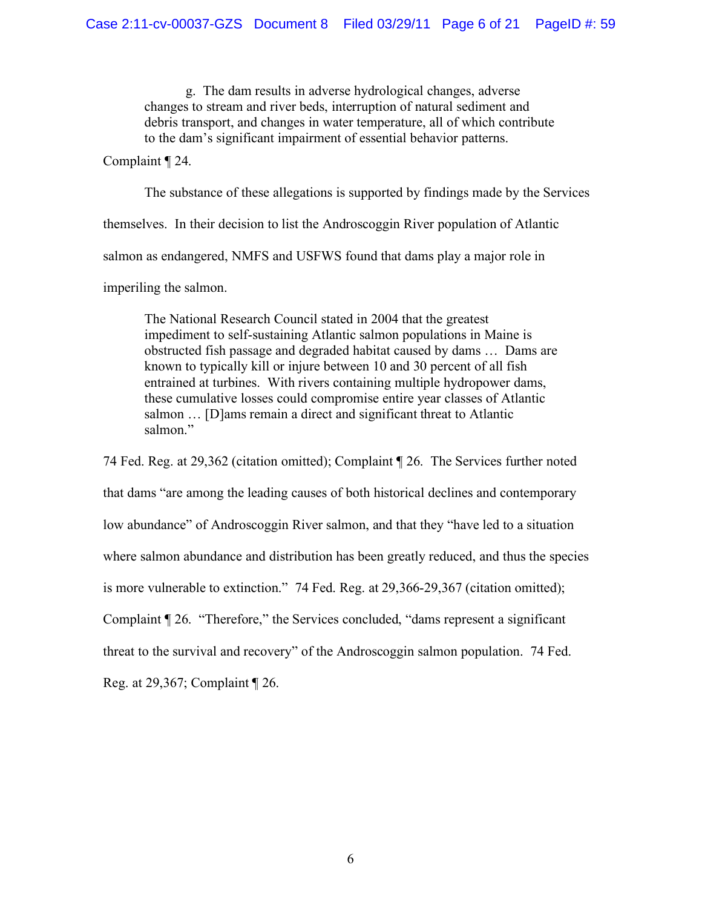> g. The dam results in adverse hydrological changes, adverse changes to stream and river beds, interruption of natural sediment and debris transport, and changes in water temperature, all of which contribute to the dam's significant impairment of essential behavior patterns.

Complaint ¶ 24.

The substance of these allegations is supported by findings made by the Services themselves. In their decision to list the Androscoggin River population of Atlantic salmon as endangered, NMFS and USFWS found that dams play a major role in imperiling the salmon.

> The National Research Council stated in 2004 that the greatest impediment to self-sustaining Atlantic salmon populations in Maine is obstructed fish passage and degraded habitat caused by dams … Dams are known to typically kill or injure between 10 and 30 percent of all fish entrained at turbines. With rivers containing multiple hydropower dams, these cumulative losses could compromise entire year classes of Atlantic salmon … [D]ams remain a direct and significant threat to Atlantic salmon."

74 Fed. Reg. at 29,362 (citation omitted); Complaint ¶ 26. The Services further noted that dams "are among the leading causes of both historical declines and contemporary low abundance" of Androscoggin River salmon, and that they "have led to a situation where salmon abundance and distribution has been greatly reduced, and thus the species is more vulnerable to extinction." 74 Fed. Reg. at 29,366-29,367 (citation omitted); Complaint ¶ 26. "Therefore," the Services concluded, "dams represent a significant threat to the survival and recovery" of the Androscoggin salmon population. 74 Fed. Reg. at 29,367; Complaint ¶ 26.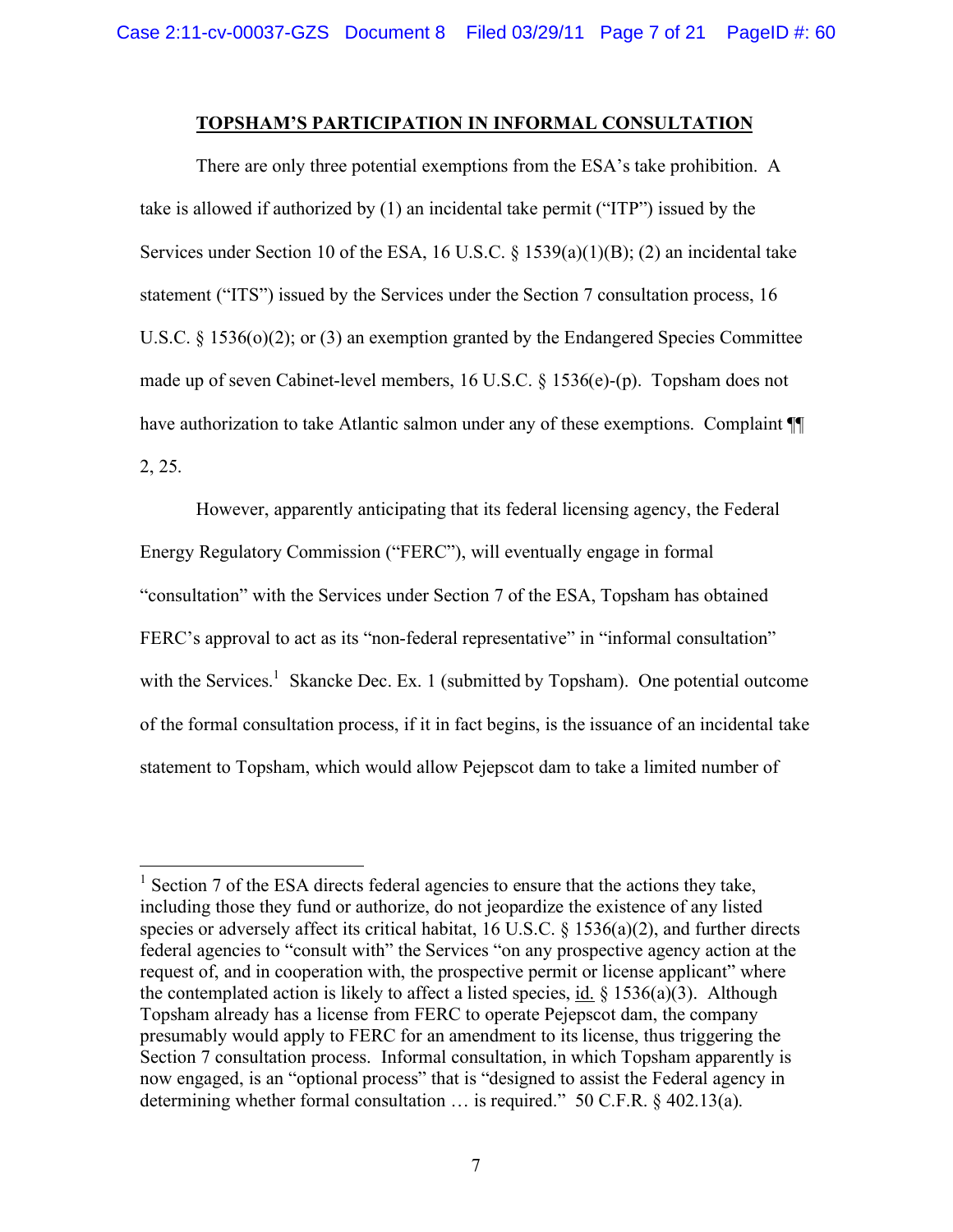## TOPSHAM'S PARTICIPATION IN INFORMAL CONSULTATION

There are only three potential exemptions from the ESA's take prohibition. A take is allowed if authorized by (1) an incidental take permit ("ITP") issued by the Services under Section 10 of the ESA, 16 U.S.C. § 1539(a)(1)(B); (2) an incidental take statement ("ITS") issued by the Services under the Section 7 consultation process, 16 U.S.C. § 1536(o)(2); or (3) an exemption granted by the Endangered Species Committee made up of seven Cabinet-level members, 16 U.S.C. § 1536(e)-(p). Topsham does not have authorization to take Atlantic salmon under any of these exemptions. Complaint ¶¶ 2, 25.

However, apparently anticipating that its federal licensing agency, the Federal Energy Regulatory Commission ("FERC"), will eventually engage in formal "consultation" with the Services under Section 7 of the ESA, Topsham has obtained FERC's approval to act as its "non-federal representative" in "informal consultation" with the Services.[1] Skancke Dec. Ex. 1 (submitted by Topsham). One potential outcome of the formal consultation process, if it in fact begins, is the issuance of an incidental take statement to Topsham, which would allow Pejepscot dam to take a limited number of

---

[1] Section 7 of the ESA directs federal agencies to ensure that the actions they take, including those they fund or authorize, do not jeopardize the existence of any listed species or adversely affect its critical habitat, 16 U.S.C. § 1536(a)(2), and further directs federal agencies to "consult with" the Services "on any prospective agency action at the request of, and in cooperation with, the prospective permit or license applicant" where the contemplated action is likely to affect a listed species, id. § 1536(a)(3). Although Topsham already has a license from FERC to operate Pejepscot dam, the company presumably would apply to FERC for an amendment to its license, thus triggering the Section 7 consultation process. Informal consultation, in which Topsham apparently is now engaged, is an "optional process" that is "designed to assist the Federal agency in determining whether formal consultation … is required." 50 C.F.R. § 402.13(a).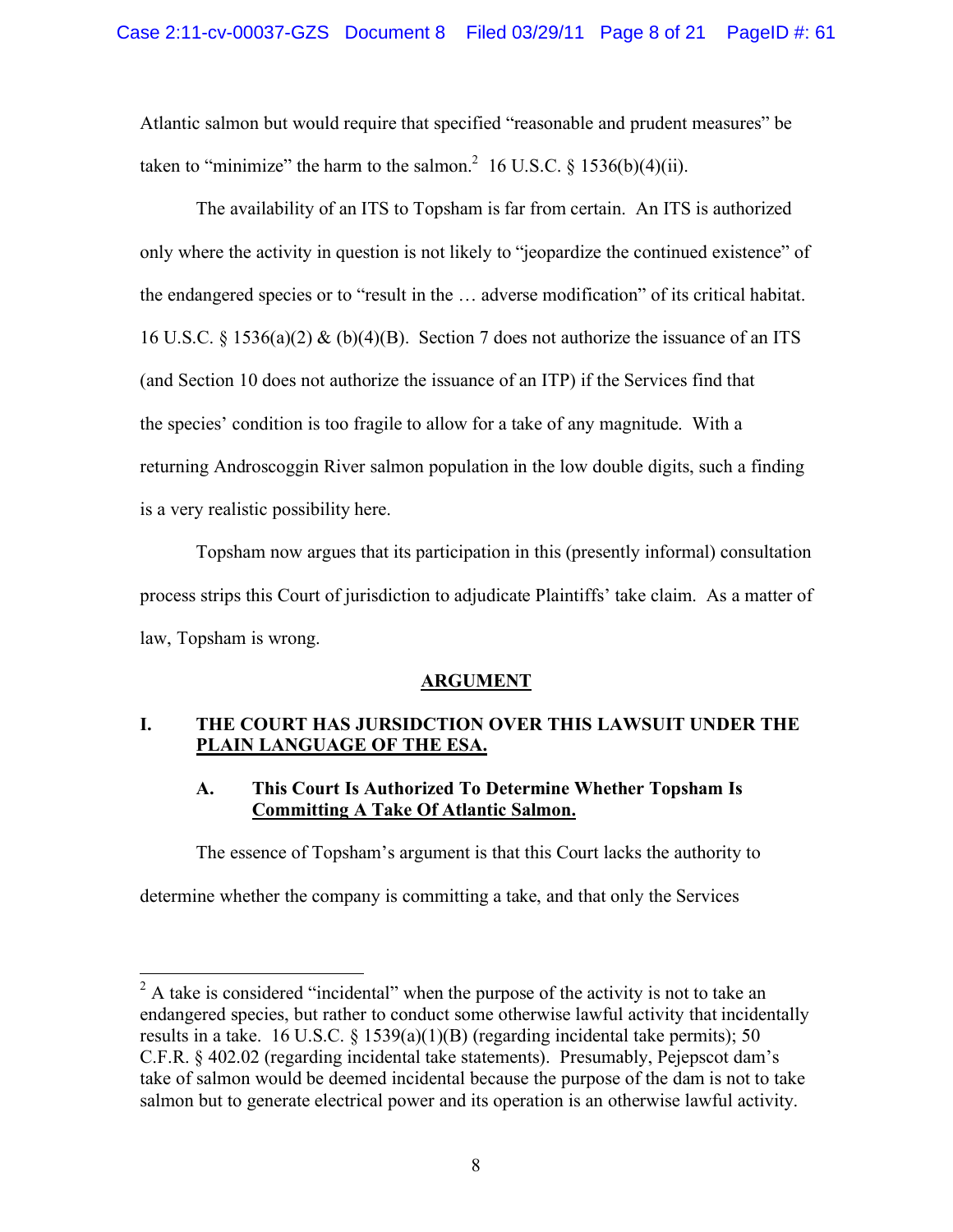Atlantic salmon but would require that specified "reasonable and prudent measures" be taken to "minimize" the harm to the salmon.[2] 16 U.S.C. § 1536(b)(4)(ii).

The availability of an ITS to Topsham is far from certain. An ITS is authorized only where the activity in question is not likely to "jeopardize the continued existence" of the endangered species or to "result in the … adverse modification" of its critical habitat. 16 U.S.C. § 1536(a)(2) & (b)(4)(B). Section 7 does not authorize the issuance of an ITS (and Section 10 does not authorize the issuance of an ITP) if the Services find that the species' condition is too fragile to allow for a take of any magnitude. With a returning Androscoggin River salmon population in the low double digits, such a finding is a very realistic possibility here.

Topsham now argues that its participation in this (presently informal) consultation process strips this Court of jurisdiction to adjudicate Plaintiffs' take claim. As a matter of law, Topsham is wrong.

## ARGUMENT

### I. THE COURT HAS JURSIDCTION OVER THIS LAWSUIT UNDER THE PLAIN LANGUAGE OF THE ESA.

#### A. This Court Is Authorized To Determine Whether Topsham Is Committing A Take Of Atlantic Salmon.

The essence of Topsham's argument is that this Court lacks the authority to determine whether the company is committing a take, and that only the Services

---

[2] A take is considered "incidental" when the purpose of the activity is not to take an endangered species, but rather to conduct some otherwise lawful activity that incidentally results in a take. 16 U.S.C. § 1539(a)(1)(B) (regarding incidental take permits); 50 C.F.R. § 402.02 (regarding incidental take statements). Presumably, Pejepscot dam's take of salmon would be deemed incidental because the purpose of the dam is not to take salmon but to generate electrical power and its operation is an otherwise lawful activity.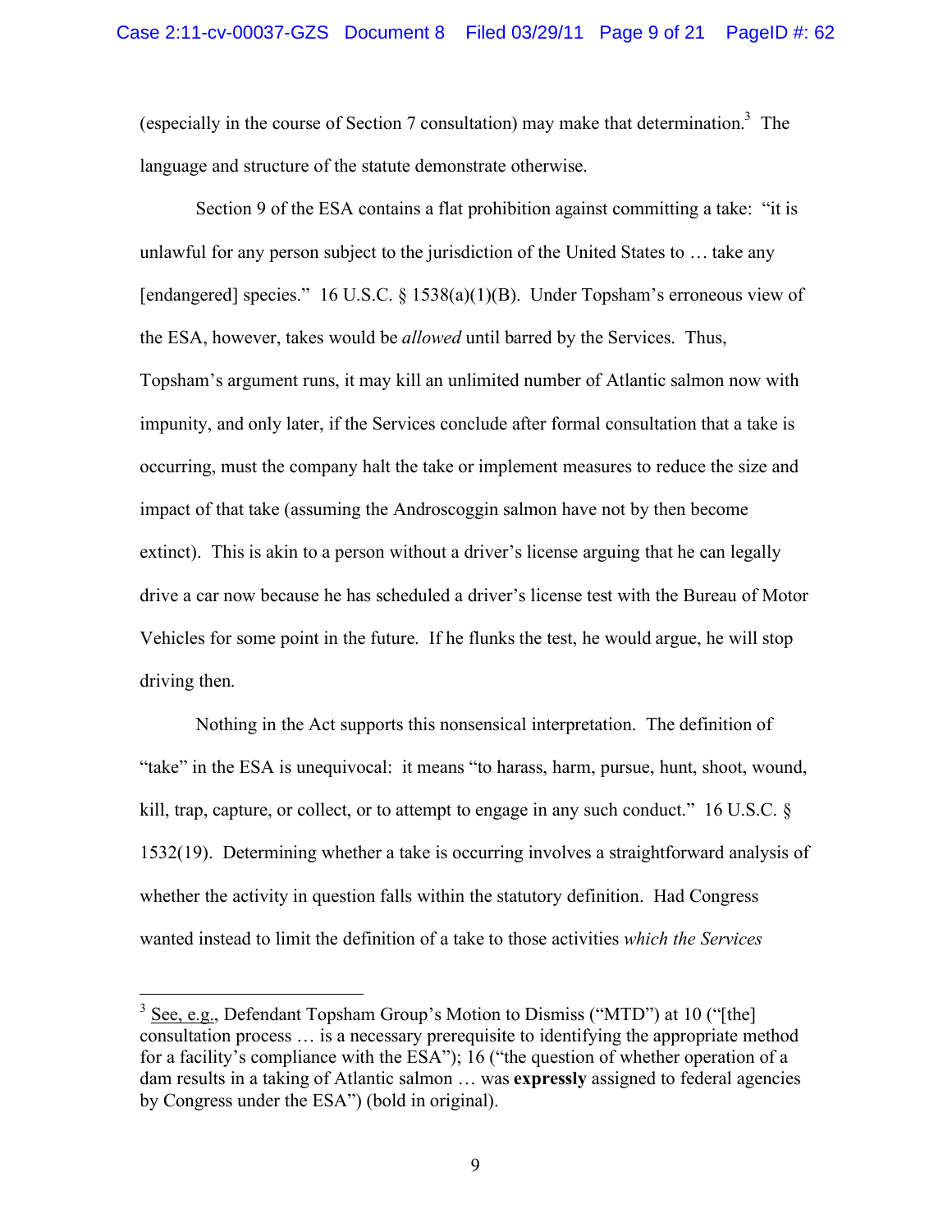(especially in the course of Section 7 consultation) may make that determination.[3] The language and structure of the statute demonstrate otherwise.

Section 9 of the ESA contains a flat prohibition against committing a take: "it is unlawful for any person subject to the jurisdiction of the United States to … take any [endangered] species." 16 U.S.C. § 1538(a)(1)(B). Under Topsham's erroneous view of the ESA, however, takes would be *allowed* until barred by the Services. Thus, Topsham's argument runs, it may kill an unlimited number of Atlantic salmon now with impunity, and only later, if the Services conclude after formal consultation that a take is occurring, must the company halt the take or implement measures to reduce the size and impact of that take (assuming the Androscoggin salmon have not by then become extinct). This is akin to a person without a driver's license arguing that he can legally drive a car now because he has scheduled a driver's license test with the Bureau of Motor Vehicles for some point in the future. If he flunks the test, he would argue, he will stop driving then.

Nothing in the Act supports this nonsensical interpretation. The definition of "take" in the ESA is unequivocal: it means "to harass, harm, pursue, hunt, shoot, wound, kill, trap, capture, or collect, or to attempt to engage in any such conduct." 16 U.S.C. § 1532(19). Determining whether a take is occurring involves a straightforward analysis of whether the activity in question falls within the statutory definition. Had Congress wanted instead to limit the definition of a take to those activities *which the Services*

---

[3] See, e.g., Defendant Topsham Group's Motion to Dismiss ("MTD") at 10 ("[the] consultation process … is a necessary prerequisite to identifying the appropriate method for a facility's compliance with the ESA"); 16 ("the question of whether operation of a dam results in a taking of Atlantic salmon … was **expressly** assigned to federal agencies by Congress under the ESA") (bold in original).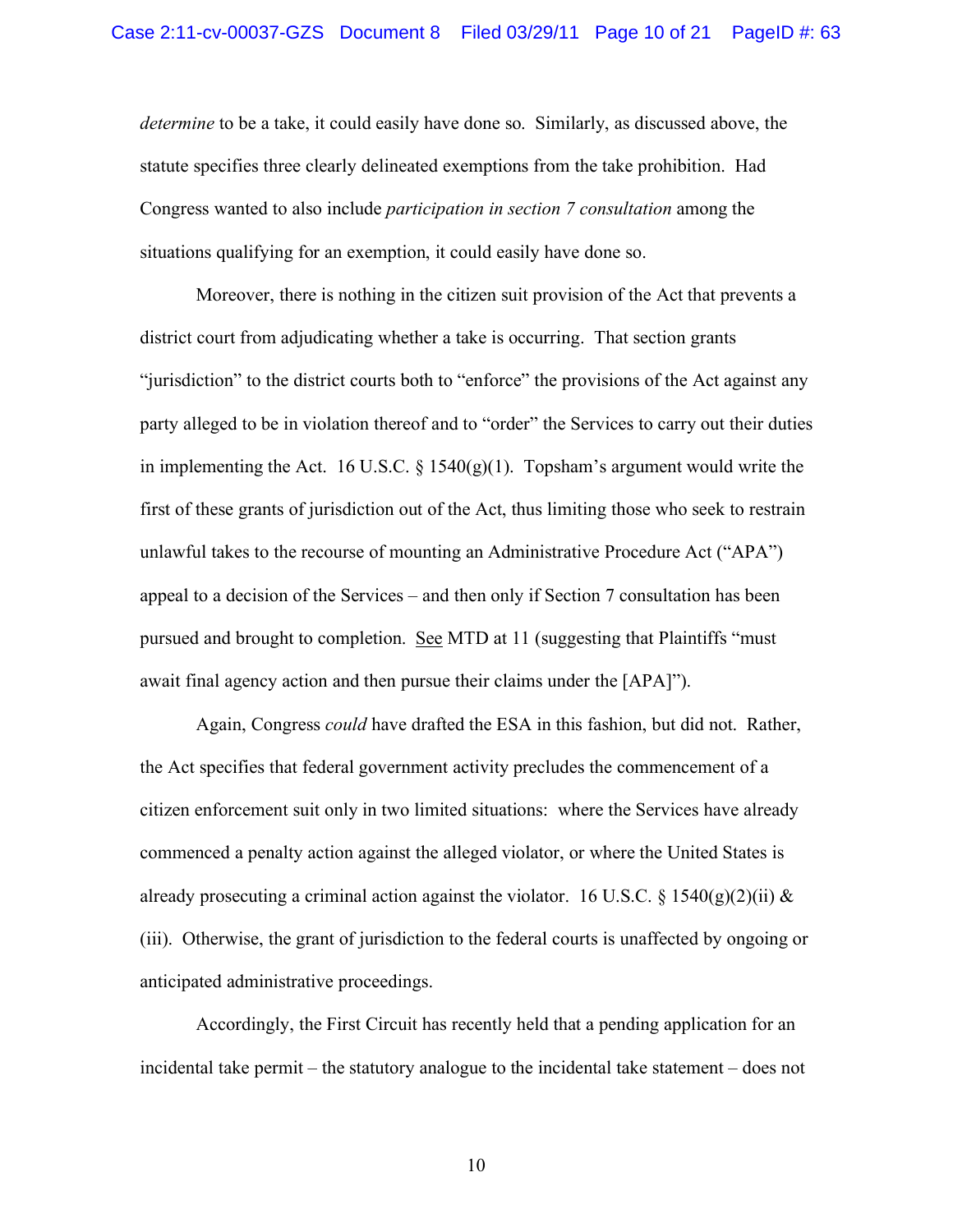*determine* to be a take, it could easily have done so. Similarly, as discussed above, the statute specifies three clearly delineated exemptions from the take prohibition. Had Congress wanted to also include *participation in section 7 consultation* among the situations qualifying for an exemption, it could easily have done so.

Moreover, there is nothing in the citizen suit provision of the Act that prevents a district court from adjudicating whether a take is occurring. That section grants "jurisdiction" to the district courts both to "enforce" the provisions of the Act against any party alleged to be in violation thereof and to "order" the Services to carry out their duties in implementing the Act. 16 U.S.C. § 1540(g)(1). Topsham's argument would write the first of these grants of jurisdiction out of the Act, thus limiting those who seek to restrain unlawful takes to the recourse of mounting an Administrative Procedure Act ("APA") appeal to a decision of the Services – and then only if Section 7 consultation has been pursued and brought to completion. See MTD at 11 (suggesting that Plaintiffs "must await final agency action and then pursue their claims under the [APA]").

Again, Congress *could* have drafted the ESA in this fashion, but did not. Rather, the Act specifies that federal government activity precludes the commencement of a citizen enforcement suit only in two limited situations: where the Services have already commenced a penalty action against the alleged violator, or where the United States is already prosecuting a criminal action against the violator. 16 U.S.C. § 1540(g)(2)(ii) & (iii). Otherwise, the grant of jurisdiction to the federal courts is unaffected by ongoing or anticipated administrative proceedings.

Accordingly, the First Circuit has recently held that a pending application for an incidental take permit – the statutory analogue to the incidental take statement – does not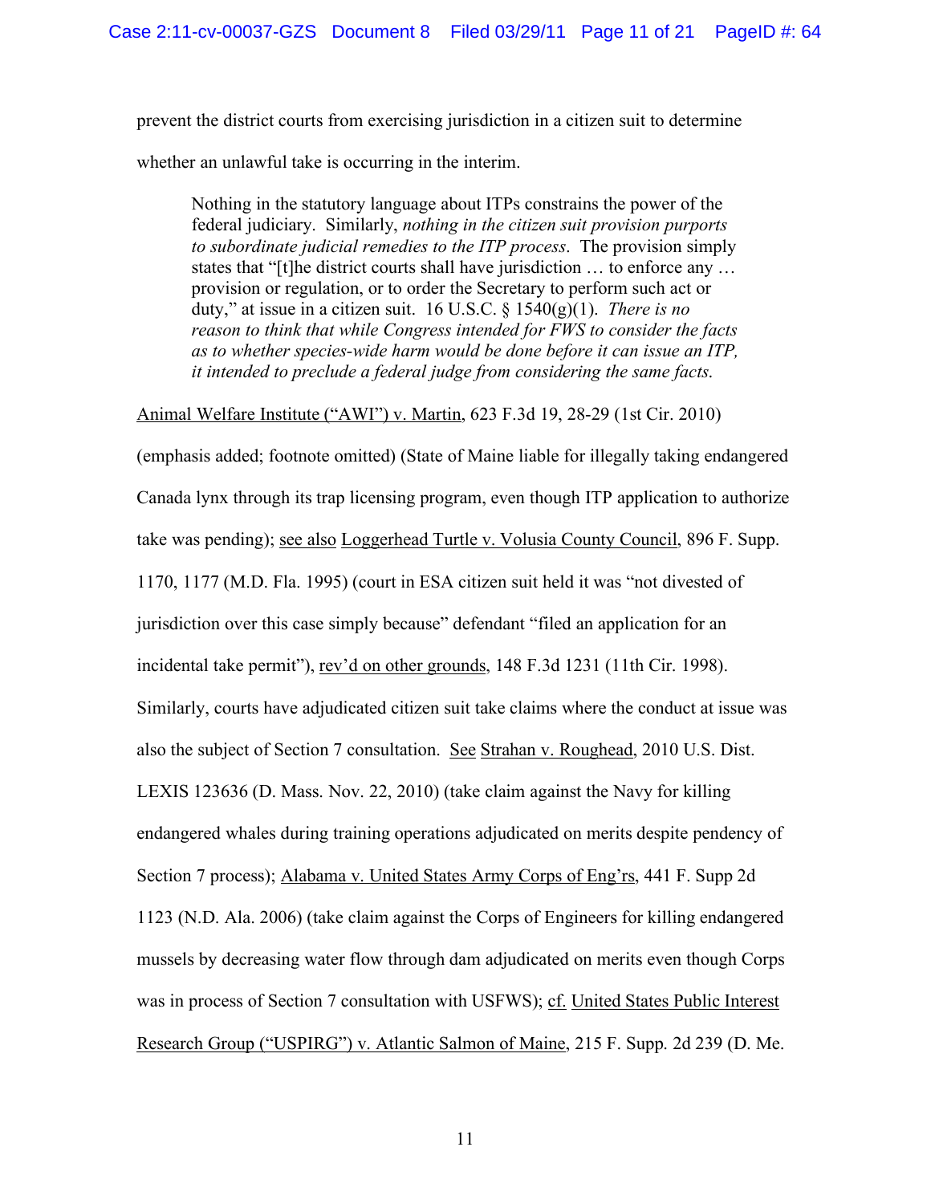prevent the district courts from exercising jurisdiction in a citizen suit to determine whether an unlawful take is occurring in the interim.

> Nothing in the statutory language about ITPs constrains the power of the federal judiciary. Similarly, *nothing in the citizen suit provision purports to subordinate judicial remedies to the ITP process*. The provision simply states that "[t]he district courts shall have jurisdiction … to enforce any … provision or regulation, or to order the Secretary to perform such act or duty," at issue in a citizen suit. 16 U.S.C. § 1540(g)(1). *There is no reason to think that while Congress intended for FWS to consider the facts as to whether species-wide harm would be done before it can issue an ITP, it intended to preclude a federal judge from considering the same facts.*

Animal Welfare Institute ("AWI") v. Martin, 623 F.3d 19, 28-29 (1st Cir. 2010) (emphasis added; footnote omitted) (State of Maine liable for illegally taking endangered Canada lynx through its trap licensing program, even though ITP application to authorize take was pending); see also Loggerhead Turtle v. Volusia County Council, 896 F. Supp. 1170, 1177 (M.D. Fla. 1995) (court in ESA citizen suit held it was "not divested of jurisdiction over this case simply because" defendant "filed an application for an incidental take permit"), rev'd on other grounds, 148 F.3d 1231 (11th Cir. 1998). Similarly, courts have adjudicated citizen suit take claims where the conduct at issue was also the subject of Section 7 consultation. See Strahan v. Roughead, 2010 U.S. Dist. LEXIS 123636 (D. Mass. Nov. 22, 2010) (take claim against the Navy for killing endangered whales during training operations adjudicated on merits despite pendency of Section 7 process); Alabama v. United States Army Corps of Eng'rs, 441 F. Supp 2d 1123 (N.D. Ala. 2006) (take claim against the Corps of Engineers for killing endangered mussels by decreasing water flow through dam adjudicated on merits even though Corps was in process of Section 7 consultation with USFWS); cf. United States Public Interest Research Group ("USPIRG") v. Atlantic Salmon of Maine, 215 F. Supp. 2d 239 (D. Me.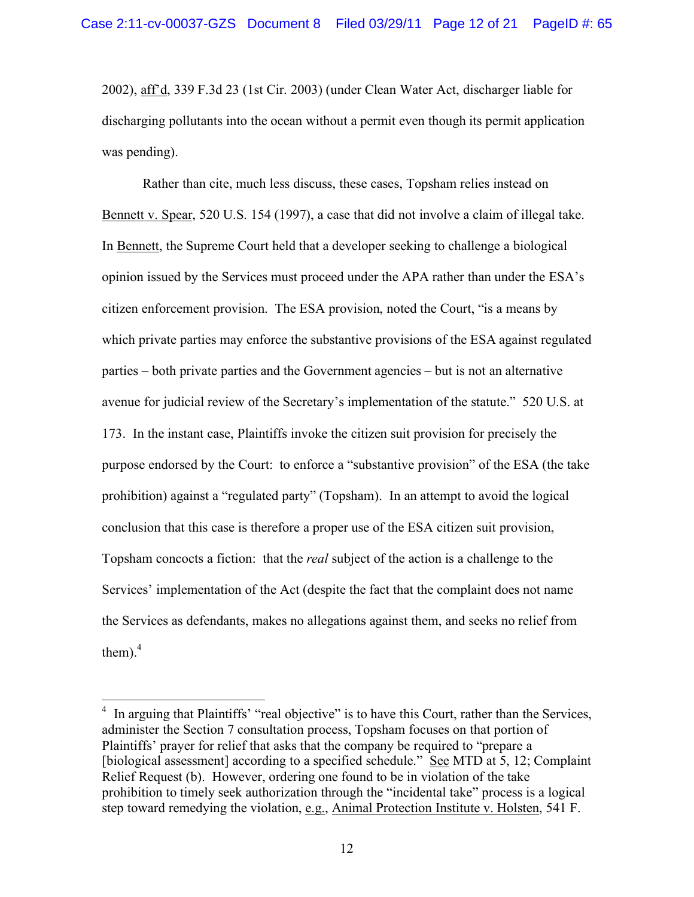2002), aff'd, 339 F.3d 23 (1st Cir. 2003) (under Clean Water Act, discharger liable for discharging pollutants into the ocean without a permit even though its permit application was pending).

Rather than cite, much less discuss, these cases, Topsham relies instead on Bennett v. Spear, 520 U.S. 154 (1997), a case that did not involve a claim of illegal take. In Bennett, the Supreme Court held that a developer seeking to challenge a biological opinion issued by the Services must proceed under the APA rather than under the ESA's citizen enforcement provision. The ESA provision, noted the Court, "is a means by which private parties may enforce the substantive provisions of the ESA against regulated parties – both private parties and the Government agencies – but is not an alternative avenue for judicial review of the Secretary's implementation of the statute." 520 U.S. at 173. In the instant case, Plaintiffs invoke the citizen suit provision for precisely the purpose endorsed by the Court: to enforce a "substantive provision" of the ESA (the take prohibition) against a "regulated party" (Topsham). In an attempt to avoid the logical conclusion that this case is therefore a proper use of the ESA citizen suit provision, Topsham concocts a fiction: that the *real* subject of the action is a challenge to the Services' implementation of the Act (despite the fact that the complaint does not name the Services as defendants, makes no allegations against them, and seeks no relief from them).[4]

---

[4] In arguing that Plaintiffs' "real objective" is to have this Court, rather than the Services, administer the Section 7 consultation process, Topsham focuses on that portion of Plaintiffs' prayer for relief that asks that the company be required to "prepare a [biological assessment] according to a specified schedule." See MTD at 5, 12; Complaint Relief Request (b). However, ordering one found to be in violation of the take prohibition to timely seek authorization through the "incidental take" process is a logical step toward remedying the violation, e.g., Animal Protection Institute v. Holsten, 541 F.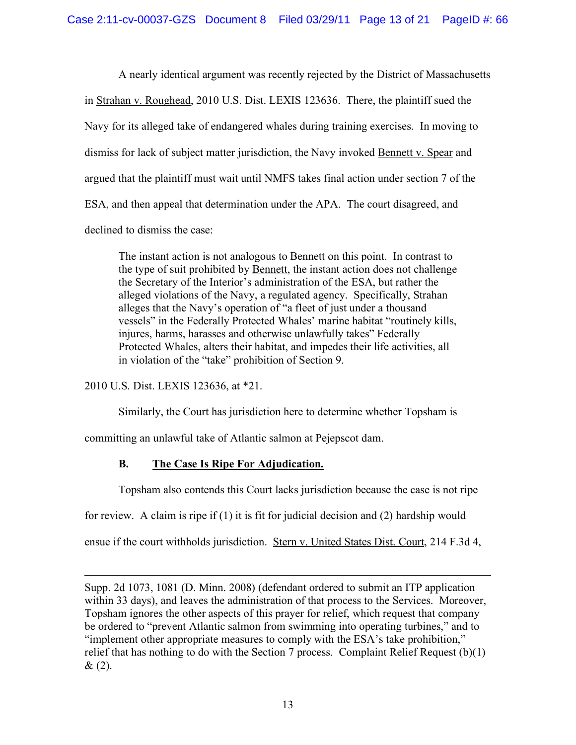A nearly identical argument was recently rejected by the District of Massachusetts in Strahan v. Roughead, 2010 U.S. Dist. LEXIS 123636. There, the plaintiff sued the Navy for its alleged take of endangered whales during training exercises. In moving to dismiss for lack of subject matter jurisdiction, the Navy invoked Bennett v. Spear and argued that the plaintiff must wait until NMFS takes final action under section 7 of the ESA, and then appeal that determination under the APA. The court disagreed, and declined to dismiss the case:

> The instant action is not analogous to Bennett on this point. In contrast to the type of suit prohibited by Bennett, the instant action does not challenge the Secretary of the Interior's administration of the ESA, but rather the alleged violations of the Navy, a regulated agency. Specifically, Strahan alleges that the Navy's operation of "a fleet of just under a thousand vessels" in the Federally Protected Whales' marine habitat "routinely kills, injures, harms, harasses and otherwise unlawfully takes" Federally Protected Whales, alters their habitat, and impedes their life activities, all in violation of the "take" prohibition of Section 9.

2010 U.S. Dist. LEXIS 123636, at *21.

Similarly, the Court has jurisdiction here to determine whether Topsham is committing an unlawful take of Atlantic salmon at Pejepscot dam.

### B. The Case Is Ripe For Adjudication.

Topsham also contends this Court lacks jurisdiction because the case is not ripe for review. A claim is ripe if (1) it is fit for judicial decision and (2) hardship would ensue if the court withholds jurisdiction. Stern v. United States Dist. Court, 214 F.3d 4,

---

Supp. 2d 1073, 1081 (D. Minn. 2008) (defendant ordered to submit an ITP application within 33 days), and leaves the administration of that process to the Services. Moreover, Topsham ignores the other aspects of this prayer for relief, which request that company be ordered to "prevent Atlantic salmon from swimming into operating turbines," and to "implement other appropriate measures to comply with the ESA's take prohibition," relief that has nothing to do with the Section 7 process. Complaint Relief Request (b)(1) & (2).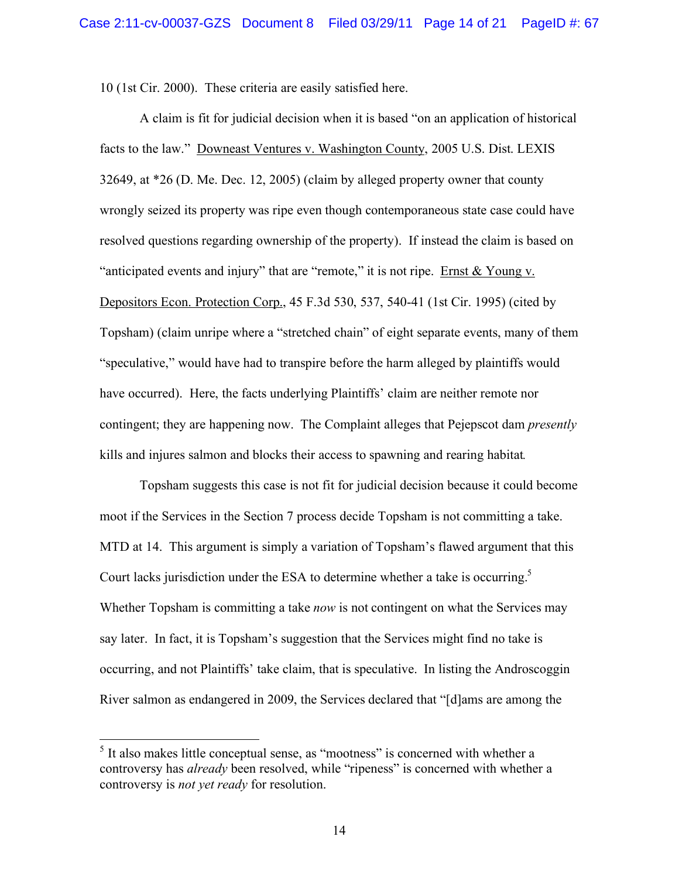10 (1st Cir. 2000). These criteria are easily satisfied here.

A claim is fit for judicial decision when it is based "on an application of historical facts to the law." Downeast Ventures v. Washington County, 2005 U.S. Dist. LEXIS 32649, at *26 (D. Me. Dec. 12, 2005) (claim by alleged property owner that county wrongly seized its property was ripe even though contemporaneous state case could have resolved questions regarding ownership of the property). If instead the claim is based on "anticipated events and injury" that are "remote," it is not ripe. Ernst & Young v. Depositors Econ. Protection Corp., 45 F.3d 530, 537, 540-41 (1st Cir. 1995) (cited by Topsham) (claim unripe where a "stretched chain" of eight separate events, many of them "speculative," would have had to transpire before the harm alleged by plaintiffs would have occurred). Here, the facts underlying Plaintiffs' claim are neither remote nor contingent; they are happening now. The Complaint alleges that Pejepscot dam *presently* kills and injures salmon and blocks their access to spawning and rearing habitat.

Topsham suggests this case is not fit for judicial decision because it could become moot if the Services in the Section 7 process decide Topsham is not committing a take. MTD at 14. This argument is simply a variation of Topsham's flawed argument that this Court lacks jurisdiction under the ESA to determine whether a take is occurring.[5] Whether Topsham is committing a take *now* is not contingent on what the Services may say later. In fact, it is Topsham's suggestion that the Services might find no take is occurring, and not Plaintiffs' take claim, that is speculative. In listing the Androscoggin River salmon as endangered in 2009, the Services declared that "[d]ams are among the

[5] It also makes little conceptual sense, as "mootness" is concerned with whether a controversy has *already* been resolved, while "ripeness" is concerned with whether a controversy is *not yet ready* for resolution.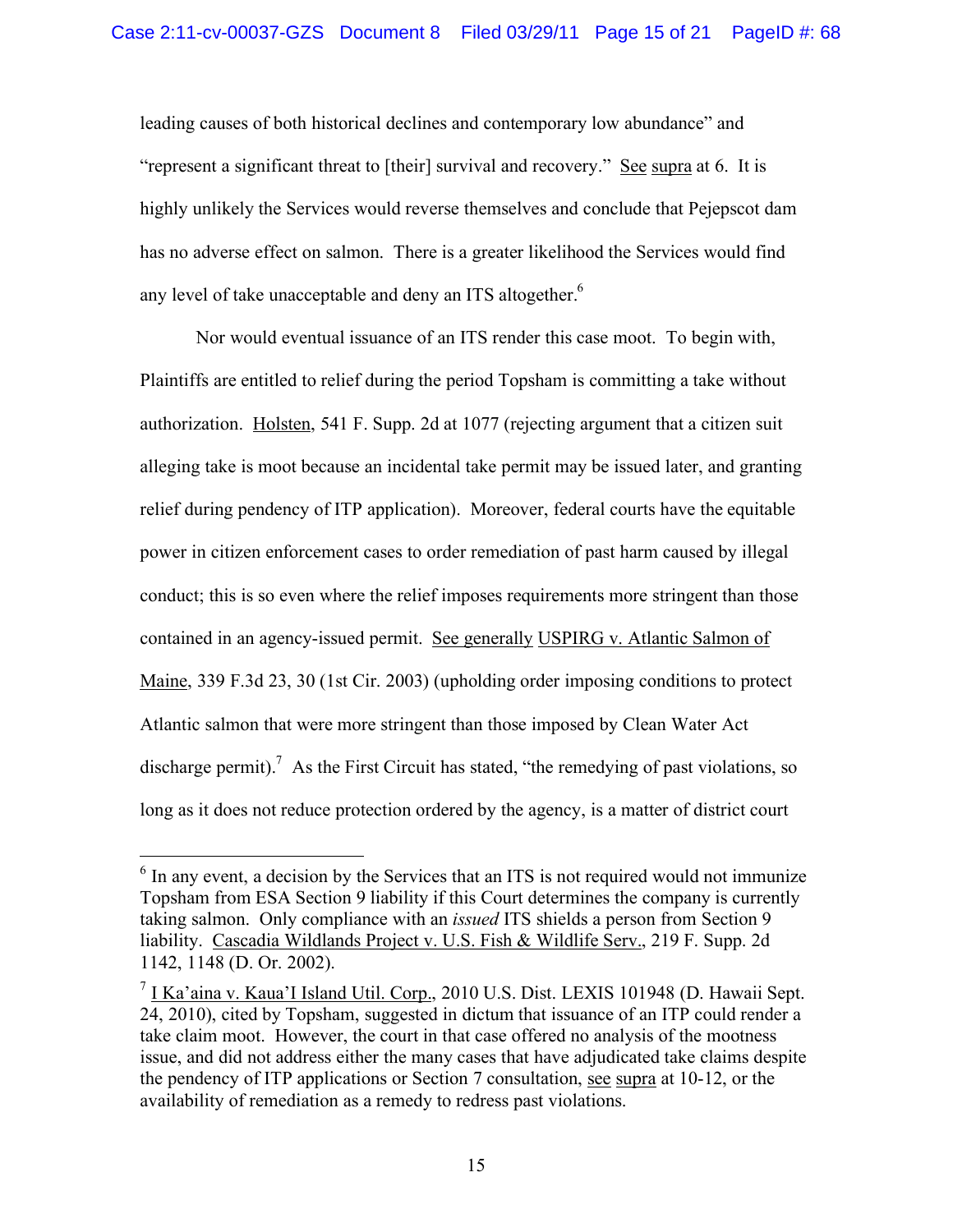leading causes of both historical declines and contemporary low abundance" and "represent a significant threat to [their] survival and recovery." See supra at 6. It is highly unlikely the Services would reverse themselves and conclude that Pejepscot dam has no adverse effect on salmon. There is a greater likelihood the Services would find any level of take unacceptable and deny an ITS altogether.[6]

Nor would eventual issuance of an ITS render this case moot. To begin with, Plaintiffs are entitled to relief during the period Topsham is committing a take without authorization. Holsten, 541 F. Supp. 2d at 1077 (rejecting argument that a citizen suit alleging take is moot because an incidental take permit may be issued later, and granting relief during pendency of ITP application). Moreover, federal courts have the equitable power in citizen enforcement cases to order remediation of past harm caused by illegal conduct; this is so even where the relief imposes requirements more stringent than those contained in an agency-issued permit. See generally USPIRG v. Atlantic Salmon of Maine, 339 F.3d 23, 30 (1st Cir. 2003) (upholding order imposing conditions to protect Atlantic salmon that were more stringent than those imposed by Clean Water Act discharge permit).[7] As the First Circuit has stated, "the remedying of past violations, so long as it does not reduce protection ordered by the agency, is a matter of district court

---

[6] In any event, a decision by the Services that an ITS is not required would not immunize Topsham from ESA Section 9 liability if this Court determines the company is currently taking salmon. Only compliance with an *issued* ITS shields a person from Section 9 liability. Cascadia Wildlands Project v. U.S. Fish & Wildlife Serv., 219 F. Supp. 2d 1142, 1148 (D. Or. 2002).

[7] I Ka'aina v. Kaua'I Island Util. Corp., 2010 U.S. Dist. LEXIS 101948 (D. Hawaii Sept. 24, 2010), cited by Topsham, suggested in dictum that issuance of an ITP could render a take claim moot. However, the court in that case offered no analysis of the mootness issue, and did not address either the many cases that have adjudicated take claims despite the pendency of ITP applications or Section 7 consultation, see supra at 10-12, or the availability of remediation as a remedy to redress past violations.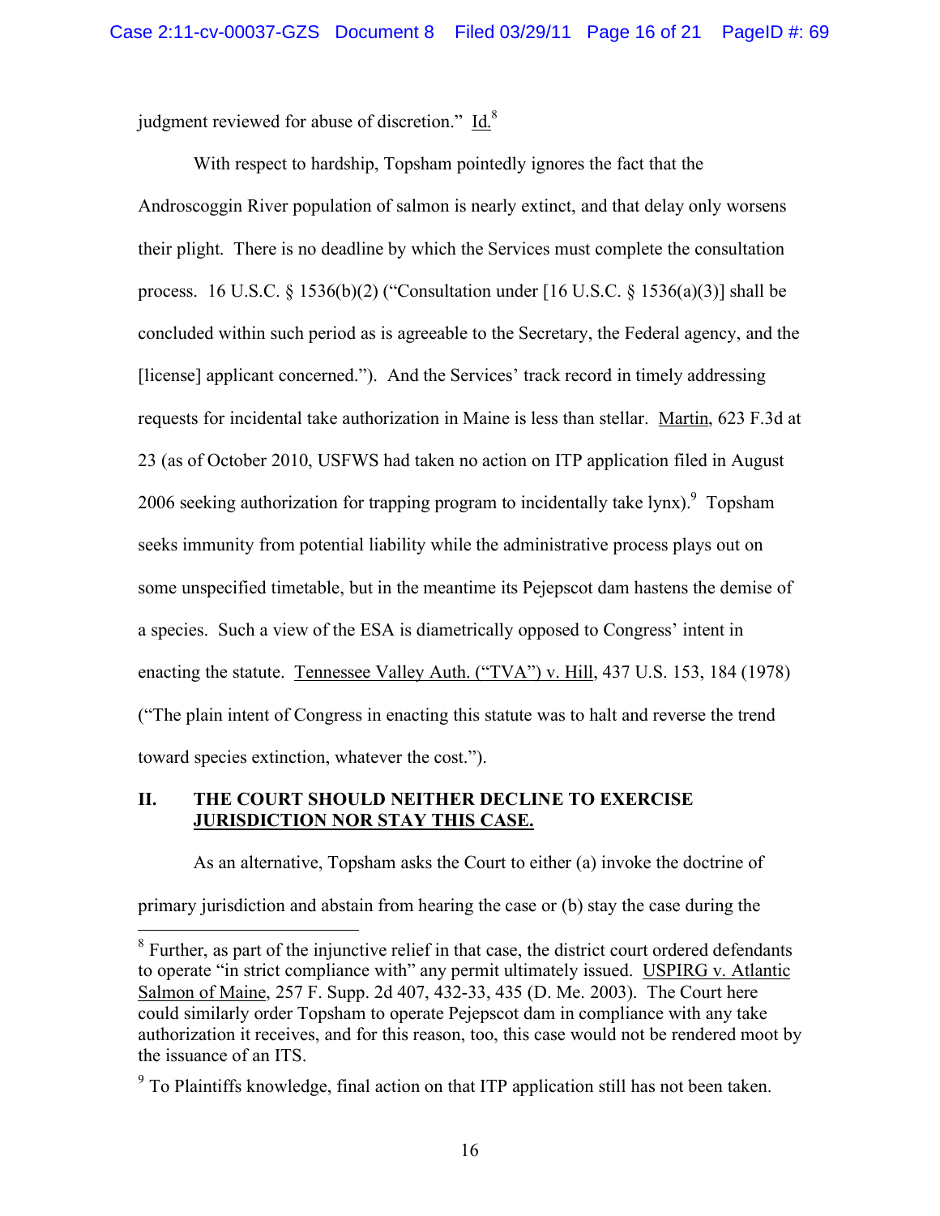judgment reviewed for abuse of discretion." Id.[8]

With respect to hardship, Topsham pointedly ignores the fact that the Androscoggin River population of salmon is nearly extinct, and that delay only worsens their plight. There is no deadline by which the Services must complete the consultation process. 16 U.S.C. § 1536(b)(2) ("Consultation under [16 U.S.C. § 1536(a)(3)] shall be concluded within such period as is agreeable to the Secretary, the Federal agency, and the [license] applicant concerned."). And the Services' track record in timely addressing requests for incidental take authorization in Maine is less than stellar. Martin, 623 F.3d at 23 (as of October 2010, USFWS had taken no action on ITP application filed in August 2006 seeking authorization for trapping program to incidentally take lynx).[9] Topsham seeks immunity from potential liability while the administrative process plays out on some unspecified timetable, but in the meantime its Pejepscot dam hastens the demise of a species. Such a view of the ESA is diametrically opposed to Congress' intent in enacting the statute. Tennessee Valley Auth. ("TVA") v. Hill, 437 U.S. 153, 184 (1978) ("The plain intent of Congress in enacting this statute was to halt and reverse the trend toward species extinction, whatever the cost.").

## II. THE COURT SHOULD NEITHER DECLINE TO EXERCISE JURISDICTION NOR STAY THIS CASE.

As an alternative, Topsham asks the Court to either (a) invoke the doctrine of primary jurisdiction and abstain from hearing the case or (b) stay the case during the

---

[8] Further, as part of the injunctive relief in that case, the district court ordered defendants to operate "in strict compliance with" any permit ultimately issued. USPIRG v. Atlantic Salmon of Maine, 257 F. Supp. 2d 407, 432-33, 435 (D. Me. 2003). The Court here could similarly order Topsham to operate Pejepscot dam in compliance with any take authorization it receives, and for this reason, too, this case would not be rendered moot by the issuance of an ITS.

[9] To Plaintiffs knowledge, final action on that ITP application still has not been taken.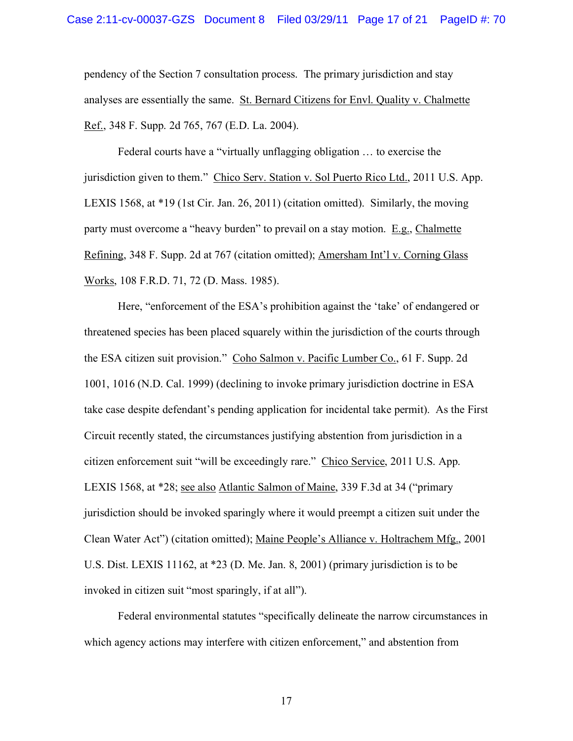pendency of the Section 7 consultation process. The primary jurisdiction and stay analyses are essentially the same. St. Bernard Citizens for Envl. Quality v. Chalmette Ref., 348 F. Supp. 2d 765, 767 (E.D. La. 2004).

Federal courts have a "virtually unflagging obligation … to exercise the jurisdiction given to them." Chico Serv. Station v. Sol Puerto Rico Ltd., 2011 U.S. App. LEXIS 1568, at *19 (1st Cir. Jan. 26, 2011) (citation omitted). Similarly, the moving party must overcome a "heavy burden" to prevail on a stay motion. E.g., Chalmette Refining, 348 F. Supp. 2d at 767 (citation omitted); Amersham Int'l v. Corning Glass Works, 108 F.R.D. 71, 72 (D. Mass. 1985).

Here, "enforcement of the ESA's prohibition against the 'take' of endangered or threatened species has been placed squarely within the jurisdiction of the courts through the ESA citizen suit provision." Coho Salmon v. Pacific Lumber Co., 61 F. Supp. 2d 1001, 1016 (N.D. Cal. 1999) (declining to invoke primary jurisdiction doctrine in ESA take case despite defendant's pending application for incidental take permit). As the First Circuit recently stated, the circumstances justifying abstention from jurisdiction in a citizen enforcement suit "will be exceedingly rare." Chico Service, 2011 U.S. App. LEXIS 1568, at *28; see also Atlantic Salmon of Maine, 339 F.3d at 34 ("primary jurisdiction should be invoked sparingly where it would preempt a citizen suit under the Clean Water Act") (citation omitted); Maine People's Alliance v. Holtrachem Mfg., 2001 U.S. Dist. LEXIS 11162, at *23 (D. Me. Jan. 8, 2001) (primary jurisdiction is to be invoked in citizen suit "most sparingly, if at all").

Federal environmental statutes "specifically delineate the narrow circumstances in which agency actions may interfere with citizen enforcement," and abstention from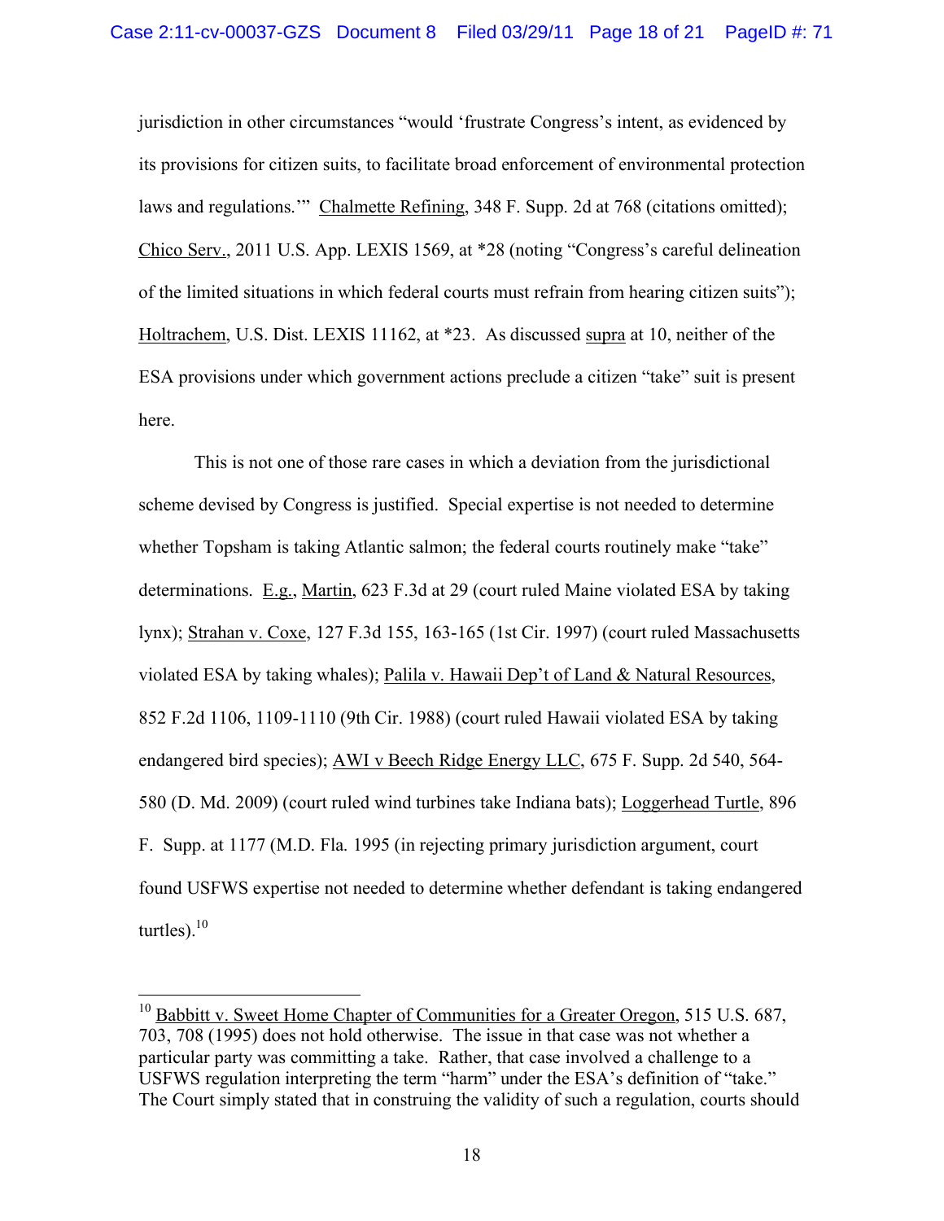jurisdiction in other circumstances "would 'frustrate Congress's intent, as evidenced by its provisions for citizen suits, to facilitate broad enforcement of environmental protection laws and regulations.'" Chalmette Refining, 348 F. Supp. 2d at 768 (citations omitted); Chico Serv., 2011 U.S. App. LEXIS 1569, at *28 (noting "Congress's careful delineation of the limited situations in which federal courts must refrain from hearing citizen suits"); Holtrachem, U.S. Dist. LEXIS 11162, at *23. As discussed supra at 10, neither of the ESA provisions under which government actions preclude a citizen "take" suit is present here.

This is not one of those rare cases in which a deviation from the jurisdictional scheme devised by Congress is justified. Special expertise is not needed to determine whether Topsham is taking Atlantic salmon; the federal courts routinely make "take" determinations. E.g., Martin, 623 F.3d at 29 (court ruled Maine violated ESA by taking lynx); Strahan v. Coxe, 127 F.3d 155, 163-165 (1st Cir. 1997) (court ruled Massachusetts violated ESA by taking whales); Palila v. Hawaii Dep't of Land & Natural Resources, 852 F.2d 1106, 1109-1110 (9th Cir. 1988) (court ruled Hawaii violated ESA by taking endangered bird species); AWI v Beech Ridge Energy LLC, 675 F. Supp. 2d 540, 564-580 (D. Md. 2009) (court ruled wind turbines take Indiana bats); Loggerhead Turtle, 896 F. Supp. at 1177 (M.D. Fla. 1995 (in rejecting primary jurisdiction argument, court found USFWS expertise not needed to determine whether defendant is taking endangered turtles).[10]

---

[10] Babbitt v. Sweet Home Chapter of Communities for a Greater Oregon, 515 U.S. 687, 703, 708 (1995) does not hold otherwise. The issue in that case was not whether a particular party was committing a take. Rather, that case involved a challenge to a USFWS regulation interpreting the term "harm" under the ESA's definition of "take." The Court simply stated that in construing the validity of such a regulation, courts should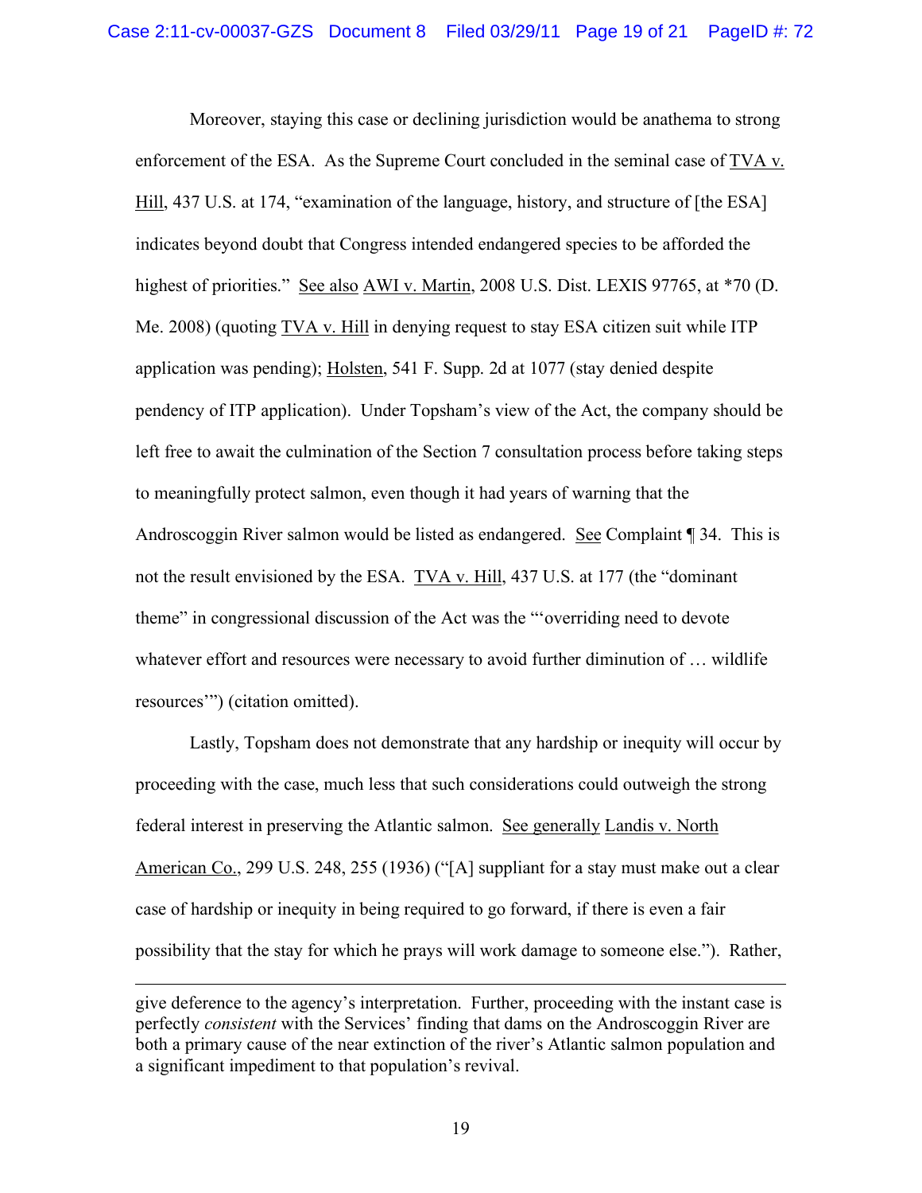Moreover, staying this case or declining jurisdiction would be anathema to strong enforcement of the ESA. As the Supreme Court concluded in the seminal case of TVA v. Hill, 437 U.S. at 174, "examination of the language, history, and structure of [the ESA] indicates beyond doubt that Congress intended endangered species to be afforded the highest of priorities." See also AWI v. Martin, 2008 U.S. Dist. LEXIS 97765, at *70 (D. Me. 2008) (quoting TVA v. Hill in denying request to stay ESA citizen suit while ITP application was pending); Holsten, 541 F. Supp. 2d at 1077 (stay denied despite pendency of ITP application). Under Topsham's view of the Act, the company should be left free to await the culmination of the Section 7 consultation process before taking steps to meaningfully protect salmon, even though it had years of warning that the Androscoggin River salmon would be listed as endangered. See Complaint ¶ 34. This is not the result envisioned by the ESA. TVA v. Hill, 437 U.S. at 177 (the "dominant theme" in congressional discussion of the Act was the "'overriding need to devote whatever effort and resources were necessary to avoid further diminution of … wildlife resources'") (citation omitted).

Lastly, Topsham does not demonstrate that any hardship or inequity will occur by proceeding with the case, much less that such considerations could outweigh the strong federal interest in preserving the Atlantic salmon. See generally Landis v. North American Co., 299 U.S. 248, 255 (1936) ("[A] suppliant for a stay must make out a clear case of hardship or inequity in being required to go forward, if there is even a fair possibility that the stay for which he prays will work damage to someone else."). Rather,

---

give deference to the agency's interpretation. Further, proceeding with the instant case is perfectly *consistent* with the Services' finding that dams on the Androscoggin River are both a primary cause of the near extinction of the river's Atlantic salmon population and a significant impediment to that population's revival.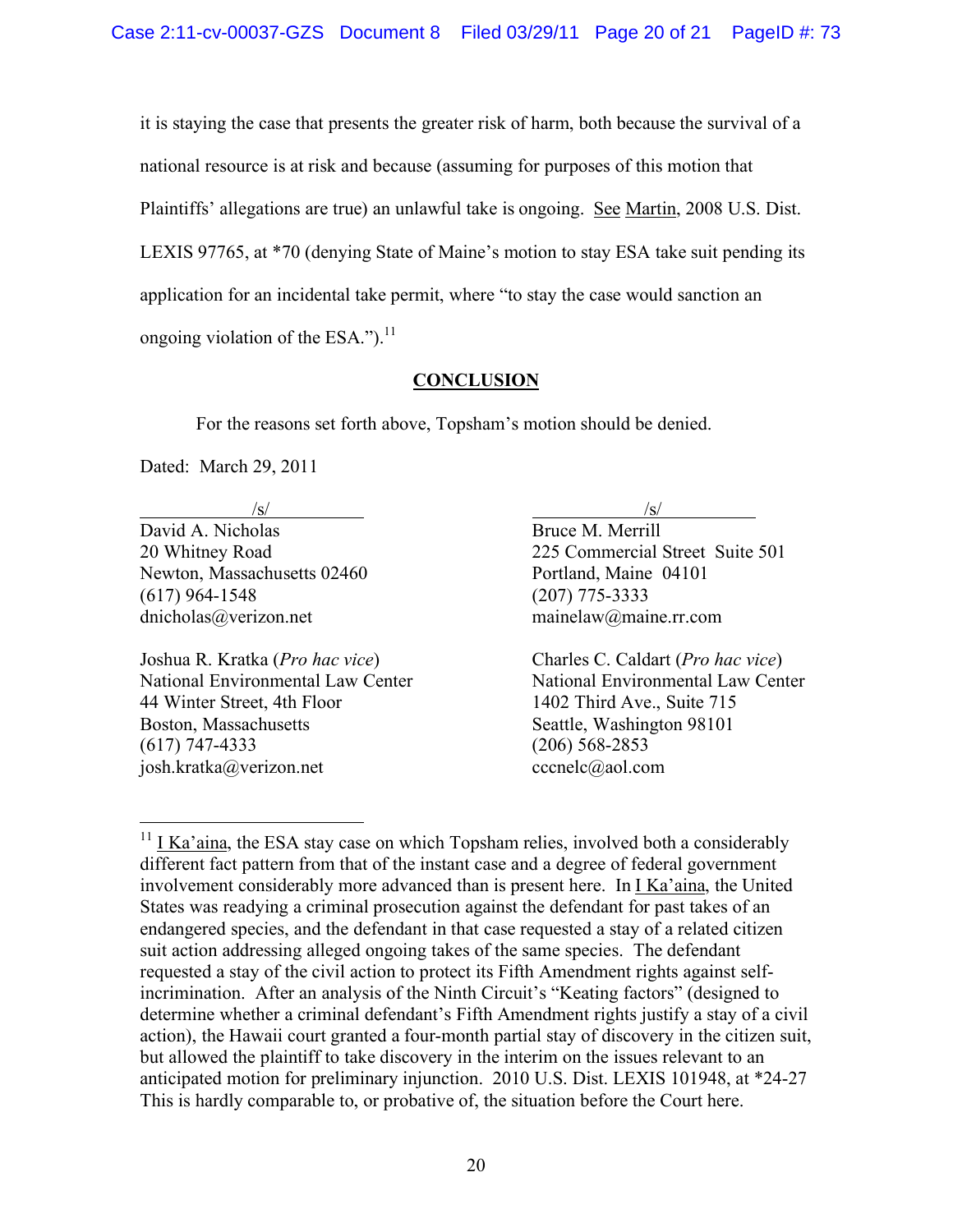it is staying the case that presents the greater risk of harm, both because the survival of a national resource is at risk and because (assuming for purposes of this motion that Plaintiffs' allegations are true) an unlawful take is ongoing. See Martin, 2008 U.S. Dist. LEXIS 97765, at *70 (denying State of Maine's motion to stay ESA take suit pending its application for an incidental take permit, where "to stay the case would sanction an ongoing violation of the ESA.").[11]

## CONCLUSION

For the reasons set forth above, Topsham's motion should be denied.

Dated: March 29, 2011

/s/
David A. Nicholas
20 Whitney Road
Newton, Massachusetts 02460
(617) 964-1548
dnicholas@verizon.net

/s/
Bruce M. Merrill
225 Commercial Street Suite 501
Portland, Maine 04101
(207) 775-3333
mainelaw@maine.rr.com

Joshua R. Kratka (*Pro hac vice*)
National Environmental Law Center
44 Winter Street, 4th Floor
Boston, Massachusetts
(617) 747-4333
josh.kratka@verizon.net

Charles C. Caldart (*Pro hac vice*)
National Environmental Law Center
1402 Third Ave., Suite 715
Seattle, Washington 98101
(206) 568-2853
cccnelc@aol.com

---

[11] I Ka'aina, the ESA stay case on which Topsham relies, involved both a considerably different fact pattern from that of the instant case and a degree of federal government involvement considerably more advanced than is present here. In I Ka'aina, the United States was readying a criminal prosecution against the defendant for past takes of an endangered species, and the defendant in that case requested a stay of a related citizen suit action addressing alleged ongoing takes of the same species. The defendant requested a stay of the civil action to protect its Fifth Amendment rights against self-incrimination. After an analysis of the Ninth Circuit's "Keating factors" (designed to determine whether a criminal defendant's Fifth Amendment rights justify a stay of a civil action), the Hawaii court granted a four-month partial stay of discovery in the citizen suit, but allowed the plaintiff to take discovery in the interim on the issues relevant to an anticipated motion for preliminary injunction. 2010 U.S. Dist. LEXIS 101948, at *24-27 This is hardly comparable to, or probative of, the situation before the Court here.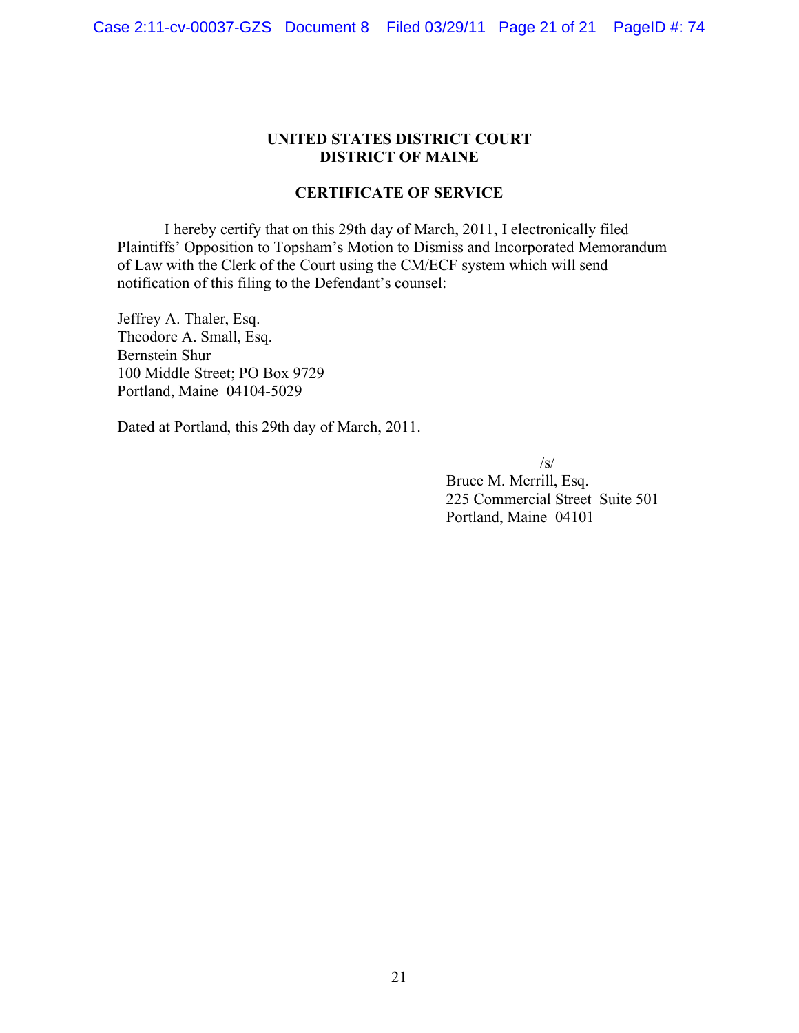**UNITED STATES DISTRICT COURT**
**DISTRICT OF MAINE**

**CERTIFICATE OF SERVICE**

I hereby certify that on this 29th day of March, 2011, I electronically filed Plaintiffs' Opposition to Topsham's Motion to Dismiss and Incorporated Memorandum of Law with the Clerk of the Court using the CM/ECF system which will send notification of this filing to the Defendant's counsel:

Jeffrey A. Thaler, Esq.
Theodore A. Small, Esq.
Bernstein Shur
100 Middle Street; PO Box 9729
Portland, Maine 04104-5029

Dated at Portland, this 29th day of March, 2011.

/s/
Bruce M. Merrill, Esq.
225 Commercial Street Suite 501
Portland, Maine 04101